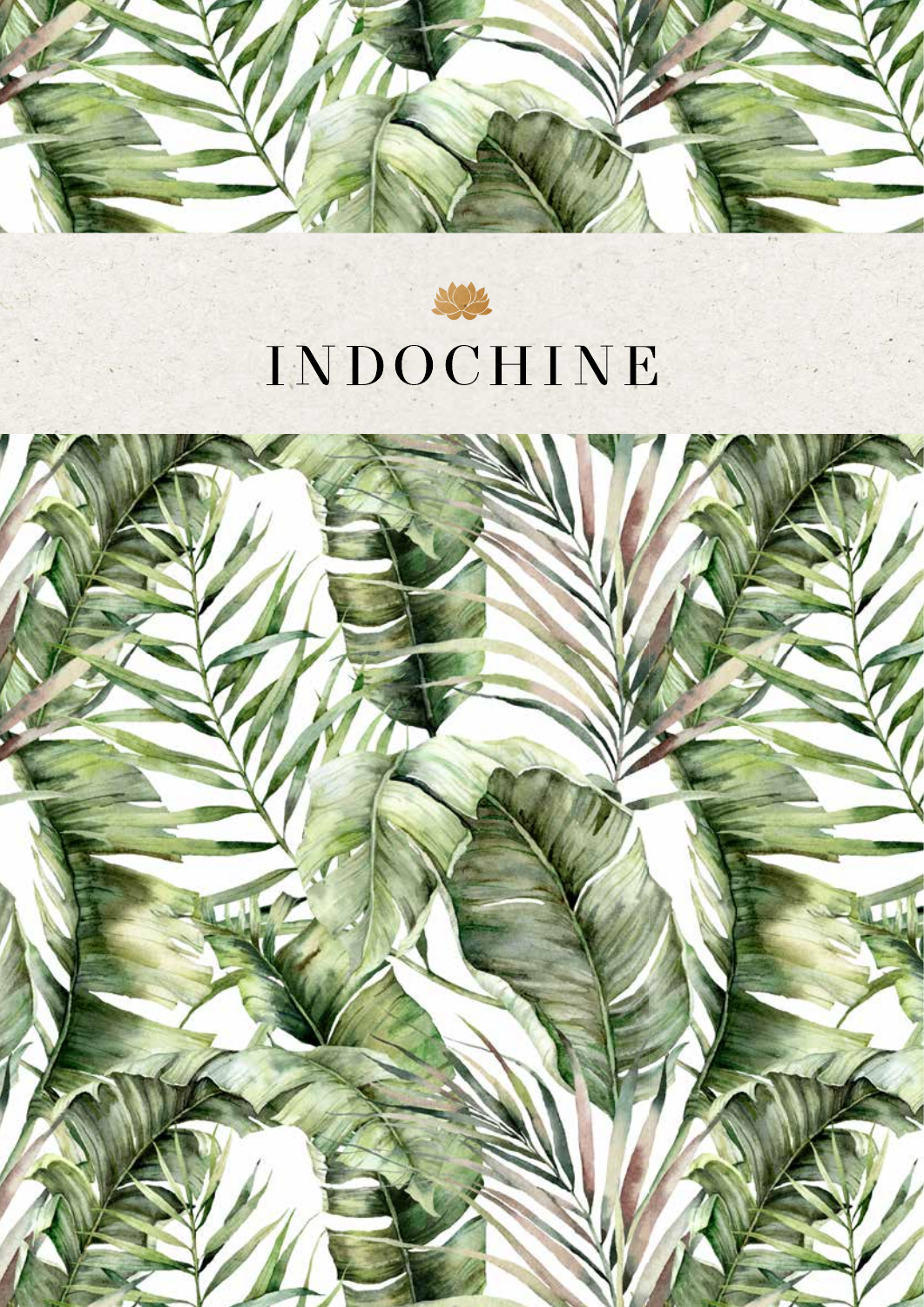# INDOCHINE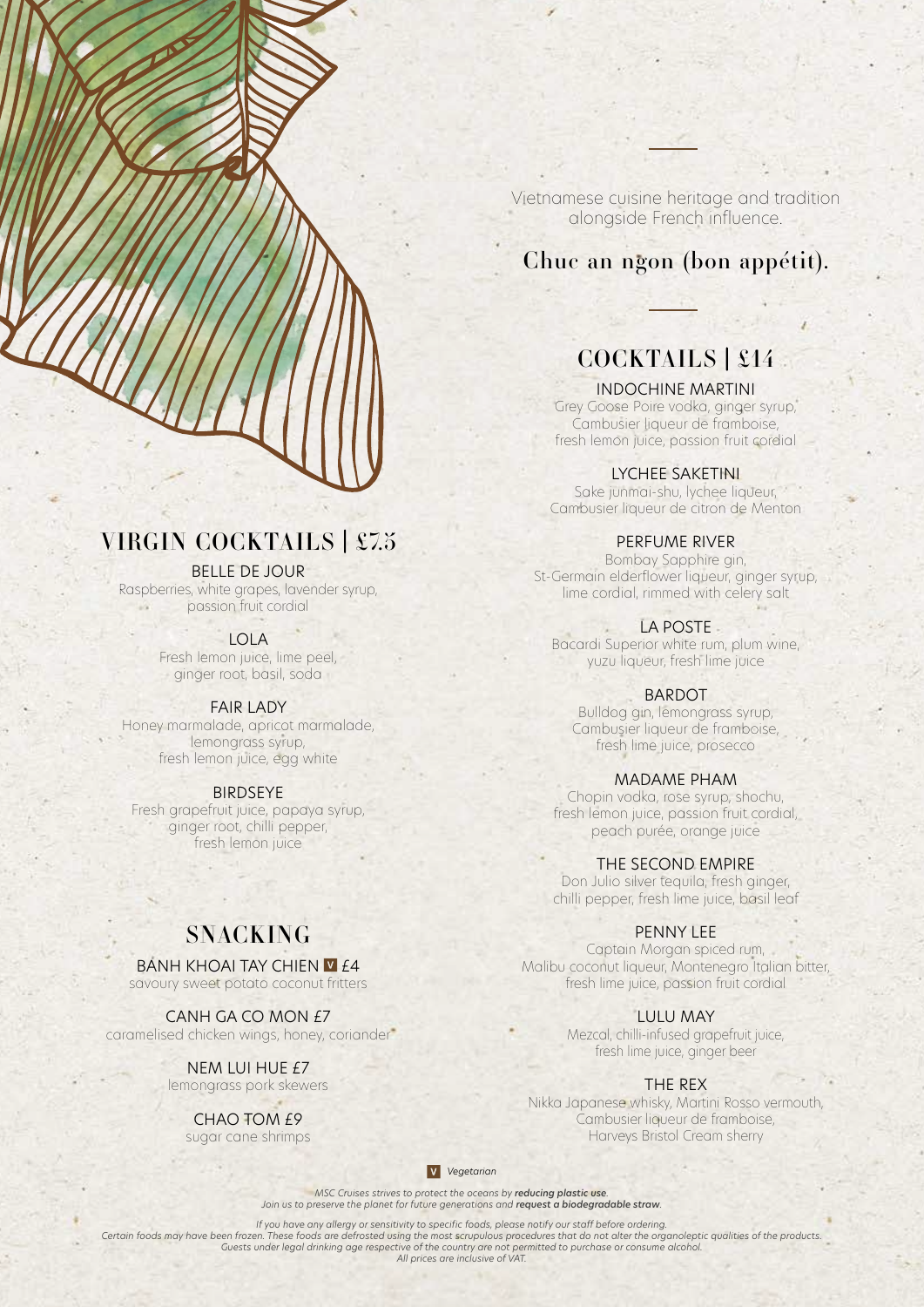Vietnamese cuisine heritage and tradition alongside French influence.

## Chuc an ngon (bon appétit).

## COCKTAILS | £14

INDOCHINE MARTINI
Grey Goose Poire vodka, ginger syrup, Cambusier liqueur de framboise, fresh lemon juice, passion fruit cordial

LYCHEE SAKETINI
Sake junmai-shu, lychee liqueur, Cambusier liqueur de citron de Menton

PERFUME RIVER
Bombay Sapphire gin, St-Germain elderflower liqueur, ginger syrup, lime cordial, rimmed with celery salt

LA POSTE
Bacardi Superior white rum, plum wine, yuzu liqueur, fresh lime juice

BARDOT
Bulldog gin, lemongrass syrup, Cambusier liqueur de framboise, fresh lime juice, prosecco

MADAME PHAM
Chopin vodka, rose syrup, shochu, fresh lemon juice, passion fruit cordial, peach purée, orange juice

THE SECOND EMPIRE
Don Julio silver tequila, fresh ginger, chilli pepper, fresh lime juice, basil leaf

PENNY LEE
Captain Morgan spiced rum, Malibu coconut liqueur, Montenegro Italian bitter, fresh lime juice, passion fruit cordial

LULU MAY
Mezcal, chilli-infused grapefruit juice, fresh lime juice, ginger beer

THE REX
Nikka Japanese whisky, Martini Rosso vermouth, Cambusier liqueur de framboise, Harveys Bristol Cream sherry

## VIRGIN COCKTAILS | £7.5

BELLE DE JOUR
Raspberries, white grapes, lavender syrup, passion fruit cordial

LOLA
Fresh lemon juice, lime peel, ginger root, basil, soda

FAIR LADY
Honey marmalade, apricot marmalade, lemongrass syrup, fresh lemon juice, egg white

BIRDSEYE
Fresh grapefruit juice, papaya syrup, ginger root, chilli pepper, fresh lemon juice

## SNACKING

BANH KHOAI TAY CHIEN V £4
savoury sweet potato coconut fritters

CANH GA CO MON £7
caramelised chicken wings, honey, coriander

NEM LUI HUE £7
lemongrass pork skewers

CHAO TOM £9
sugar cane shrimps

V *Vegetarian*

*MSC Cruises strives to protect the oceans by **reducing plastic use**.*
*Join us to preserve the planet for future generations and **request a biodegradable straw**.*

*If you have any allergy or sensitivity to specific foods, please notify our staff before ordering.*
*Certain foods may have been frozen. These foods are defrosted using the most scrupulous procedures that do not alter the organoleptic qualities of the products.*
*Guests under legal drinking age respective of the country are not permitted to purchase or consume alcohol.*
*All prices are inclusive of VAT.*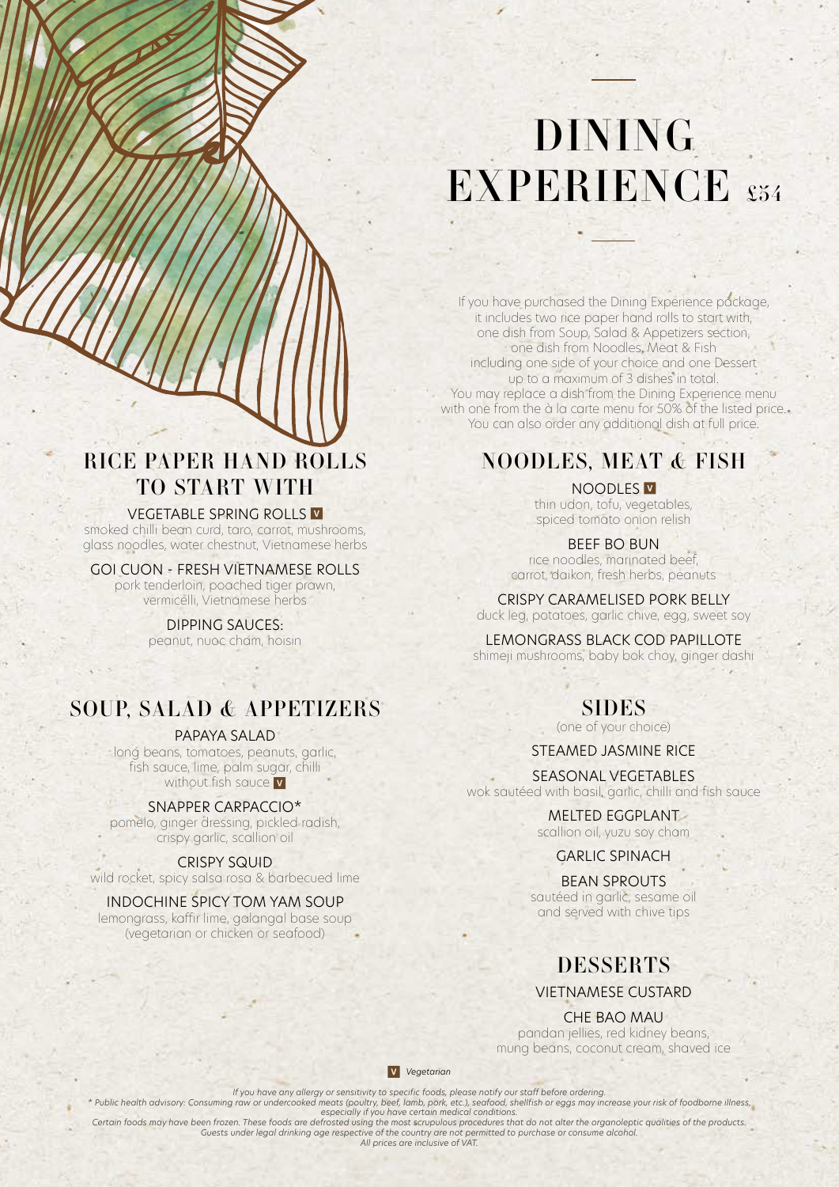# DINING EXPERIENCE £54

If you have purchased the Dining Experience package, it includes two rice paper hand rolls to start with, one dish from Soup, Salad & Appetizers section, one dish from Noodles, Meat & Fish including one side of your choice and one Dessert up to a maximum of 3 dishes in total.
You may replace a dish from the Dining Experience menu with one from the à la carte menu for 50% of the listed price.
You can also order any additional dish at full price.

## RICE PAPER HAND ROLLS TO START WITH

**VEGETABLE SPRING ROLLS** V
smoked chilli bean curd, taro, carrot, mushrooms, glass noodles, water chestnut, Vietnamese herbs

**GOI CUON - FRESH VIETNAMESE ROLLS**
pork tenderloin, poached tiger prawn, vermicelli, Vietnamese herbs

**DIPPING SAUCES:**
peanut, nuoc cham, hoisin

## SOUP, SALAD & APPETIZERS

**PAPAYA SALAD**
long beans, tomatoes, peanuts, garlic, fish sauce, lime, palm sugar, chilli
without fish sauce V

**SNAPPER CARPACCIO***
pomelo, ginger dressing, pickled radish, crispy garlic, scallion oil

**CRISPY SQUID**
wild rocket, spicy salsa rosa & barbecued lime

**INDOCHINE SPICY TOM YAM SOUP**
lemongrass, kaffir lime, galangal base soup (vegetarian or chicken or seafood)

## NOODLES, MEAT & FISH

**NOODLES** V
thin udon, tofu, vegetables, spiced tomato onion relish

**BEEF BO BUN**
rice noodles, marinated beef, carrot, daikon, fresh herbs, peanuts

**CRISPY CARAMELISED PORK BELLY**
duck leg, potatoes, garlic chive, egg, sweet soy

**LEMONGRASS BLACK COD PAPILLOTE**
shimeji mushrooms, baby bok choy, ginger dashi

## SIDES

(one of your choice)

**STEAMED JASMINE RICE**

**SEASONAL VEGETABLES**
wok sautéed with basil, garlic, chilli and fish sauce

**MELTED EGGPLANT**
scallion oil, yuzu soy cham

**GARLIC SPINACH**

**BEAN SPROUTS**
sautéed in garlic, sesame oil and served with chive tips

## DESSERTS

**VIETNAMESE CUSTARD**

**CHE BAO MAU**
pandan jellies, red kidney beans, mung beans, coconut cream, shaved ice

V *Vegetarian*

*If you have any allergy or sensitivity to specific foods, please notify our staff before ordering.*
*\* Public health advisory: Consuming raw or undercooked meats (poultry, beef, lamb, pork, etc.), seafood, shellfish or eggs may increase your risk of foodborne illness, especially if you have certain medical conditions.*
*Certain foods may have been frozen. These foods are defrosted using the most scrupulous procedures that do not alter the organoleptic qualities of the products.*
*Guests under legal drinking age respective of the country are not permitted to purchase or consume alcohol.*
*All prices are inclusive of VAT.*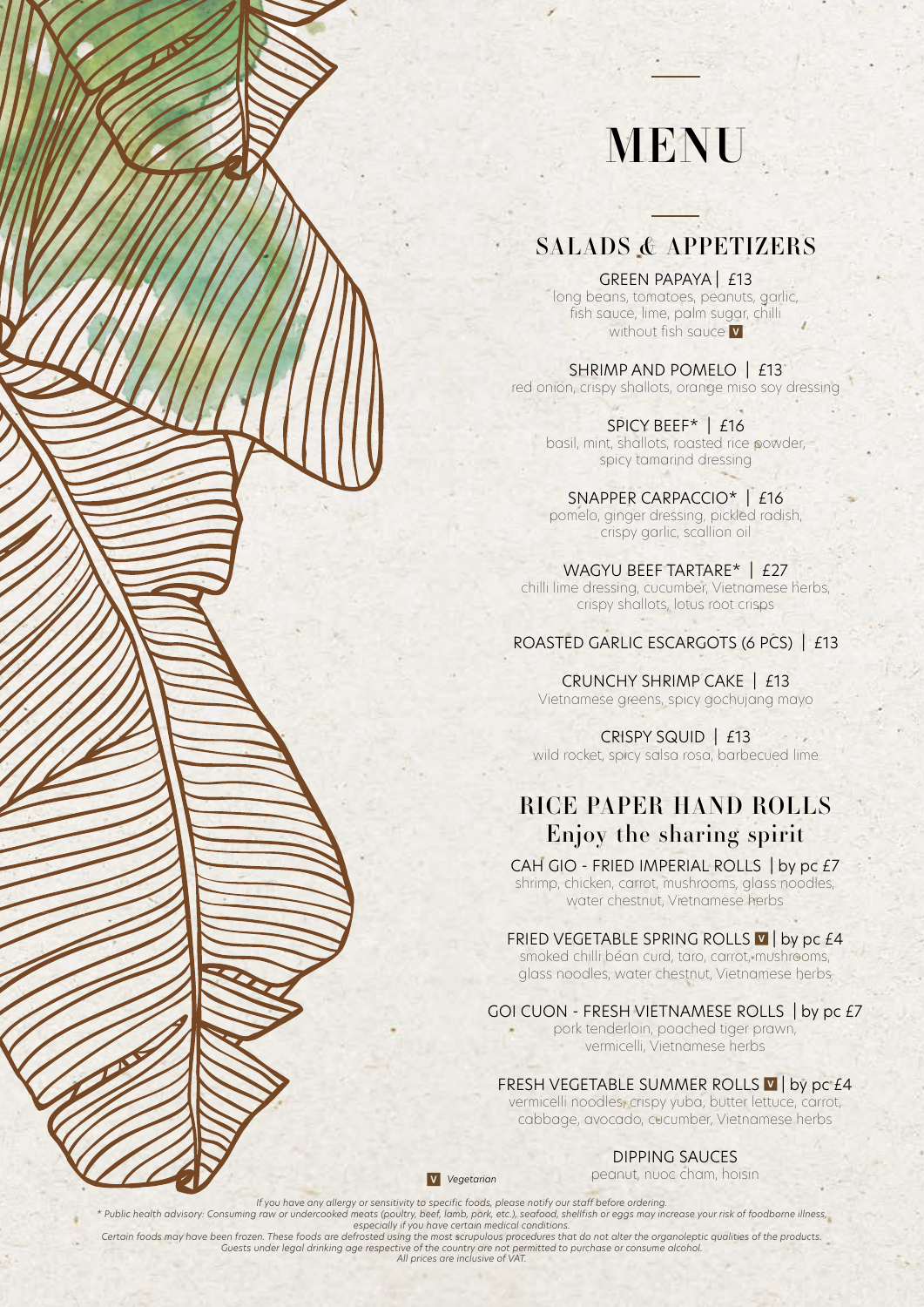# MENU

## SALADS & APPETIZERS

GREEN PAPAYA | £13
long beans, tomatoes, peanuts, garlic, fish sauce, lime, palm sugar, chilli
without fish sauce **V**

SHRIMP AND POMELO | £13
red onion, crispy shallots, orange miso soy dressing

SPICY BEEF* | £16
basil, mint, shallots, roasted rice powder, spicy tamarind dressing

SNAPPER CARPACCIO* | £16
pomelo, ginger dressing, pickled radish, crispy garlic, scallion oil

WAGYU BEEF TARTARE* | £27
chilli lime dressing, cucumber, Vietnamese herbs, crispy shallots, lotus root crisps

ROASTED GARLIC ESCARGOTS (6 PCS) | £13

CRUNCHY SHRIMP CAKE | £13
Vietnamese greens, spicy gochujang mayo

CRISPY SQUID | £13
wild rocket, spicy salsa rosa, barbecued lime

## RICE PAPER HAND ROLLS

### Enjoy the sharing spirit

CAH GIO - FRIED IMPERIAL ROLLS | by pc £7
shrimp, chicken, carrot, mushrooms, glass noodles, water chestnut, Vietnamese herbs

FRIED VEGETABLE SPRING ROLLS **V** | by pc £4
smoked chilli bean curd, taro, carrot, mushrooms, glass noodles, water chestnut, Vietnamese herbs

GOI CUON - FRESH VIETNAMESE ROLLS | by pc £7
pork tenderloin, poached tiger prawn, vermicelli, Vietnamese herbs

FRESH VEGETABLE SUMMER ROLLS **V** | by pc £4
vermicelli noodles, crispy yuba, butter lettuce, carrot, cabbage, avocado, cucumber, Vietnamese herbs

DIPPING SAUCES
peanut, nuoc cham, hoisin

**V** *Vegetarian*

*If you have any allergy or sensitivity to specific foods, please notify our staff before ordering.*
** Public health advisory: Consuming raw or undercooked meats (poultry, beef, lamb, pork, etc.), seafood, shellfish or eggs may increase your risk of foodborne illness, especially if you have certain medical conditions.*
*Certain foods may have been frozen. These foods are defrosted using the most scrupulous procedures that do not alter the organoleptic qualities of the products.*
*Guests under legal drinking age respective of the country are not permitted to purchase or consume alcohol.*
*All prices are inclusive of VAT.*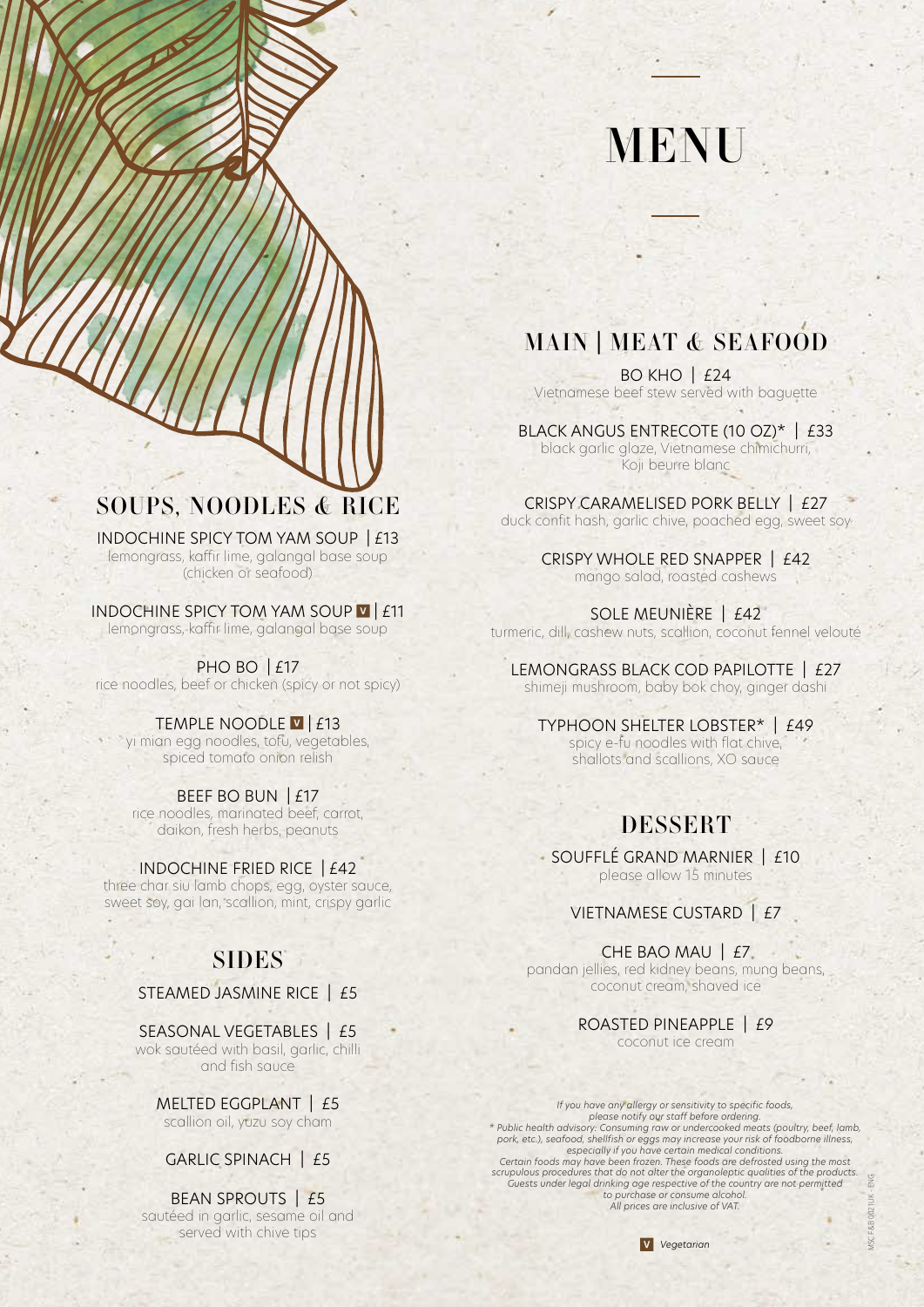# MENU

## SOUPS, NOODLES & RICE

INDOCHINE SPICY TOM YAM SOUP | £13
lemongrass, kaffir lime, galangal base soup (chicken or seafood)

INDOCHINE SPICY TOM YAM SOUP V | £11
lemongrass, kaffir lime, galangal base soup

PHO BO | £17
rice noodles, beef or chicken (spicy or not spicy)

TEMPLE NOODLE V | £13
yi mian egg noodles, tofu, vegetables, spiced tomato onion relish

BEEF BO BUN | £17
rice noodles, marinated beef, carrot, daikon, fresh herbs, peanuts

INDOCHINE FRIED RICE | £42
three char siu lamb chops, egg, oyster sauce, sweet soy, gai lan, scallion, mint, crispy garlic

## SIDES

STEAMED JASMINE RICE | £5

SEASONAL VEGETABLES | £5
wok sautéed with basil, garlic, chilli and fish sauce

MELTED EGGPLANT | £5
scallion oil, yuzu soy cham

GARLIC SPINACH | £5

BEAN SPROUTS | £5
sautéed in garlic, sesame oil and served with chive tips

## MAIN | MEAT & SEAFOOD

BO KHO | £24
Vietnamese beef stew served with baguette

BLACK ANGUS ENTRECOTE (10 OZ)* | £33
black garlic glaze, Vietnamese chimichurri, Koji beurre blanc

CRISPY CARAMELISED PORK BELLY | £27
duck confit hash, garlic chive, poached egg, sweet soy

CRISPY WHOLE RED SNAPPER | £42
mango salad, roasted cashews

SOLE MEUNIÈRE | £42
turmeric, dill, cashew nuts, scallion, coconut fennel velouté

LEMONGRASS BLACK COD PAPILOTTE | £27
shimeji mushroom, baby bok choy, ginger dashi

TYPHOON SHELTER LOBSTER* | £49
spicy e-fu noodles with flat chive, shallots and scallions, XO sauce

## DESSERT

SOUFFLÉ GRAND MARNIER | £10
please allow 15 minutes

VIETNAMESE CUSTARD | £7

CHE BAO MAU | £7
pandan jellies, red kidney beans, mung beans, coconut cream, shaved ice

ROASTED PINEAPPLE | £9
coconut ice cream

*If you have any allergy or sensitivity to specific foods, please notify our staff before ordering.*
*\* Public health advisory: Consuming raw or undercooked meats (poultry, beef, lamb, pork, etc.), seafood, shellfish or eggs may increase your risk of foodborne illness, especially if you have certain medical conditions.*
*Certain foods may have been frozen. These foods are defrosted using the most scrupulous procedures that do not alter the organoleptic qualities of the products.*
*Guests under legal drinking age respective of the country are not permitted to purchase or consume alcohol.*
*All prices are inclusive of VAT.*

V *Vegetarian*

MSC F&B 002 (UK - ENG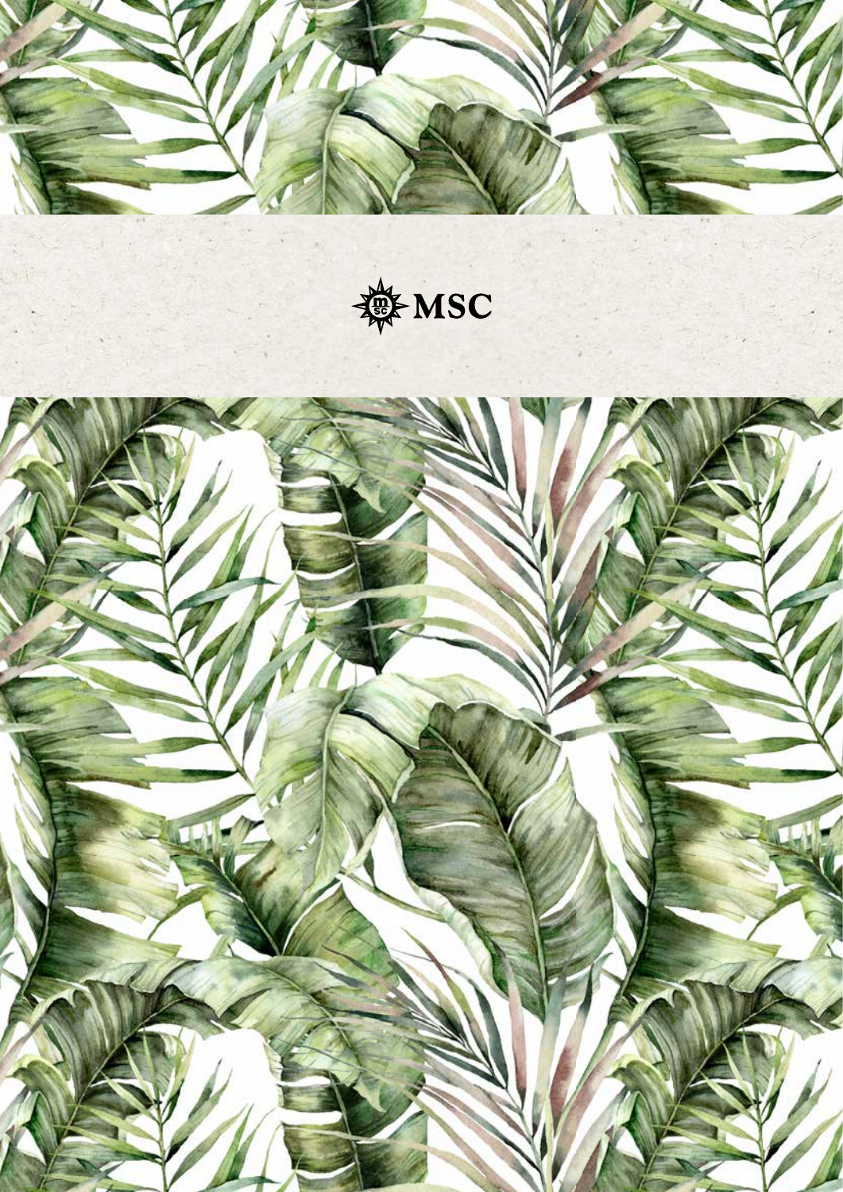MSC